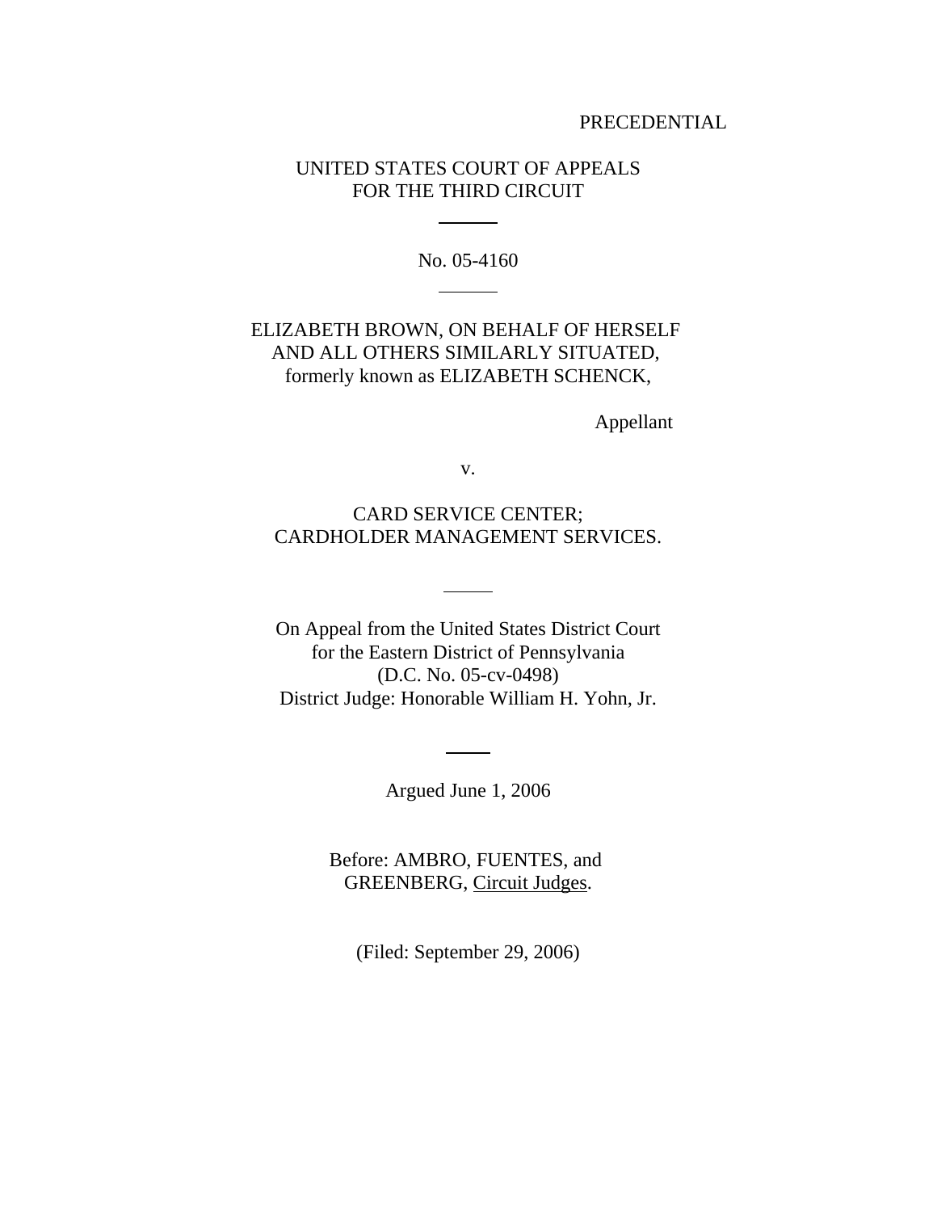PRECEDENTIAL

UNITED STATES COURT OF APPEALS
FOR THE THIRD CIRCUIT

---

No. 05-4160

---

ELIZABETH BROWN, ON BEHALF OF HERSELF
AND ALL OTHERS SIMILARLY SITUATED,
formerly known as ELIZABETH SCHENCK,

Appellant

v.

CARD SERVICE CENTER;
CARDHOLDER MANAGEMENT SERVICES.

---

On Appeal from the United States District Court
for the Eastern District of Pennsylvania
(D.C. No. 05-cv-0498)
District Judge: Honorable William H. Yohn, Jr.

---

Argued June 1, 2006

Before: AMBRO, FUENTES, and
GREENBERG, Circuit Judges.

(Filed: September 29, 2006)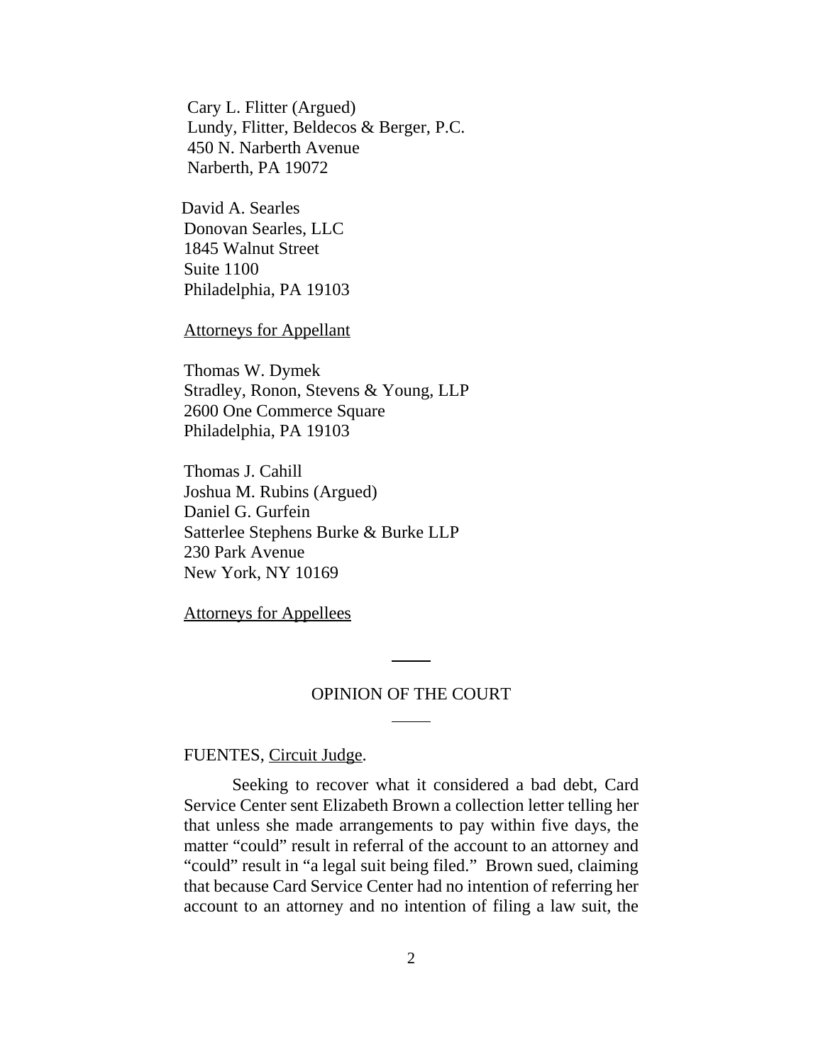Cary L. Flitter (Argued)
Lundy, Flitter, Beldecos & Berger, P.C.
450 N. Narberth Avenue
Narberth, PA 19072

David A. Searles
Donovan Searles, LLC
1845 Walnut Street
Suite 1100
Philadelphia, PA 19103

Attorneys for Appellant

Thomas W. Dymek
Stradley, Ronon, Stevens & Young, LLP
2600 One Commerce Square
Philadelphia, PA 19103

Thomas J. Cahill
Joshua M. Rubins (Argued)
Daniel G. Gurfein
Satterlee Stephens Burke & Burke LLP
230 Park Avenue
New York, NY 10169

Attorneys for Appellees

---

OPINION OF THE COURT

---

FUENTES, Circuit Judge.

Seeking to recover what it considered a bad debt, Card Service Center sent Elizabeth Brown a collection letter telling her that unless she made arrangements to pay within five days, the matter "could" result in referral of the account to an attorney and "could" result in "a legal suit being filed." Brown sued, claiming that because Card Service Center had no intention of referring her account to an attorney and no intention of filing a law suit, the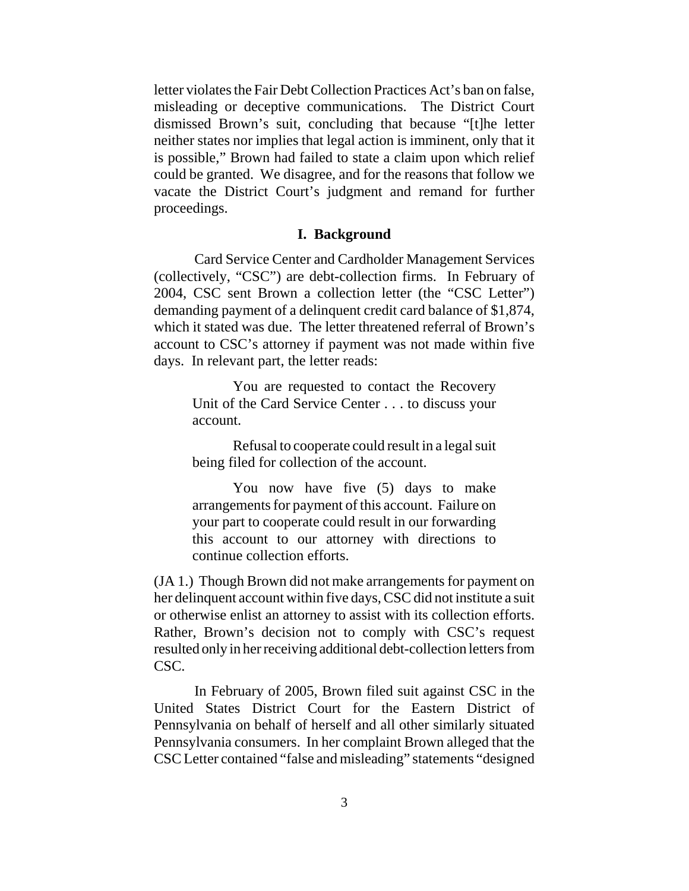letter violates the Fair Debt Collection Practices Act's ban on false, misleading or deceptive communications. The District Court dismissed Brown's suit, concluding that because "[t]he letter neither states nor implies that legal action is imminent, only that it is possible," Brown had failed to state a claim upon which relief could be granted. We disagree, and for the reasons that follow we vacate the District Court's judgment and remand for further proceedings.

## I. Background

Card Service Center and Cardholder Management Services (collectively, "CSC") are debt-collection firms. In February of 2004, CSC sent Brown a collection letter (the "CSC Letter") demanding payment of a delinquent credit card balance of $1,874, which it stated was due. The letter threatened referral of Brown's account to CSC's attorney if payment was not made within five days. In relevant part, the letter reads:

> You are requested to contact the Recovery Unit of the Card Service Center . . . to discuss your account.
>
> Refusal to cooperate could result in a legal suit being filed for collection of the account.
>
> You now have five (5) days to make arrangements for payment of this account. Failure on your part to cooperate could result in our forwarding this account to our attorney with directions to continue collection efforts.

(JA 1.) Though Brown did not make arrangements for payment on her delinquent account within five days, CSC did not institute a suit or otherwise enlist an attorney to assist with its collection efforts. Rather, Brown's decision not to comply with CSC's request resulted only in her receiving additional debt-collection letters from CSC.

In February of 2005, Brown filed suit against CSC in the United States District Court for the Eastern District of Pennsylvania on behalf of herself and all other similarly situated Pennsylvania consumers. In her complaint Brown alleged that the CSC Letter contained "false and misleading" statements "designed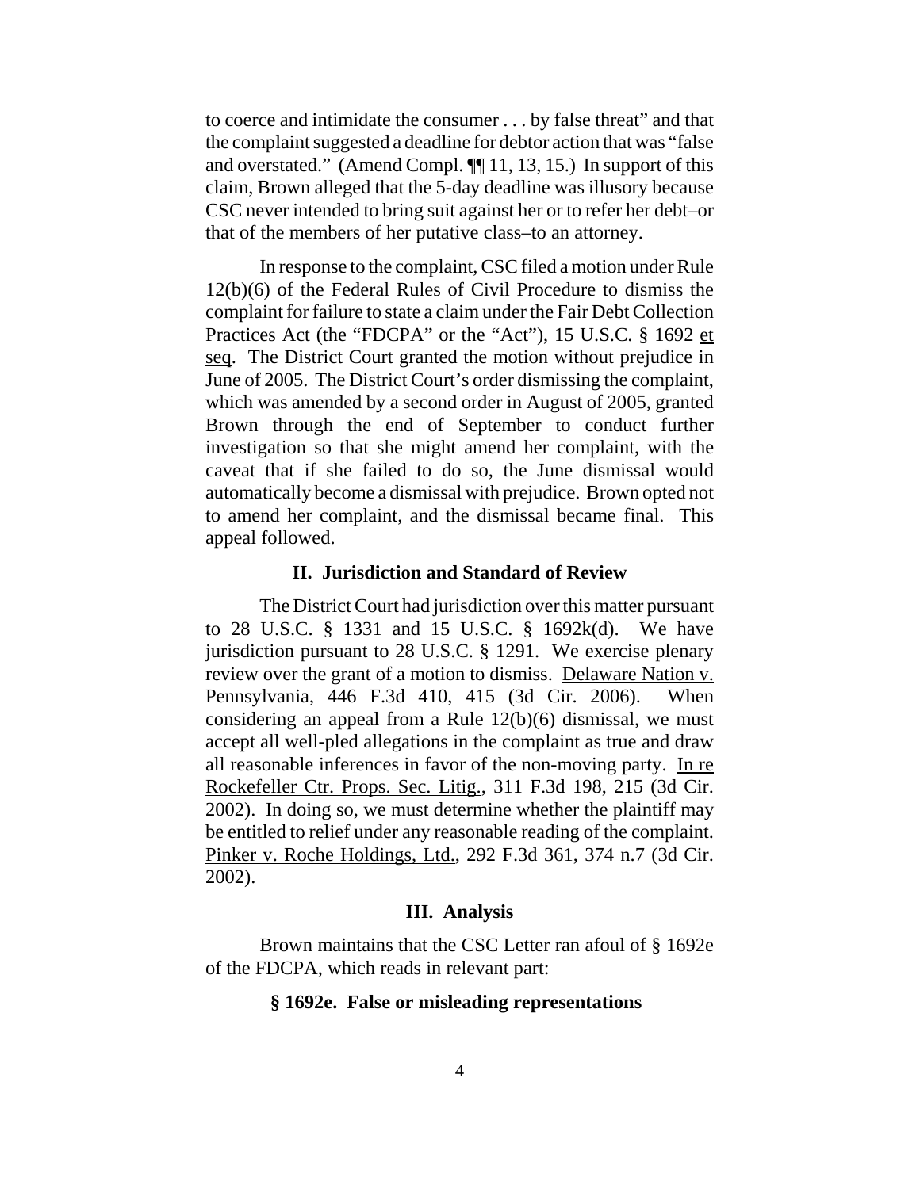to coerce and intimidate the consumer . . . by false threat" and that the complaint suggested a deadline for debtor action that was "false and overstated." (Amend Compl. ¶¶ 11, 13, 15.) In support of this claim, Brown alleged that the 5-day deadline was illusory because CSC never intended to bring suit against her or to refer her debt–or that of the members of her putative class–to an attorney.

In response to the complaint, CSC filed a motion under Rule 12(b)(6) of the Federal Rules of Civil Procedure to dismiss the complaint for failure to state a claim under the Fair Debt Collection Practices Act (the "FDCPA" or the "Act"), 15 U.S.C. § 1692 et seq. The District Court granted the motion without prejudice in June of 2005. The District Court's order dismissing the complaint, which was amended by a second order in August of 2005, granted Brown through the end of September to conduct further investigation so that she might amend her complaint, with the caveat that if she failed to do so, the June dismissal would automatically become a dismissal with prejudice. Brown opted not to amend her complaint, and the dismissal became final. This appeal followed.

## II. Jurisdiction and Standard of Review

The District Court had jurisdiction over this matter pursuant to 28 U.S.C. § 1331 and 15 U.S.C. § 1692k(d). We have jurisdiction pursuant to 28 U.S.C. § 1291. We exercise plenary review over the grant of a motion to dismiss. Delaware Nation v. Pennsylvania, 446 F.3d 410, 415 (3d Cir. 2006). When considering an appeal from a Rule 12(b)(6) dismissal, we must accept all well-pled allegations in the complaint as true and draw all reasonable inferences in favor of the non-moving party. In re Rockefeller Ctr. Props. Sec. Litig., 311 F.3d 198, 215 (3d Cir. 2002). In doing so, we must determine whether the plaintiff may be entitled to relief under any reasonable reading of the complaint. Pinker v. Roche Holdings, Ltd., 292 F.3d 361, 374 n.7 (3d Cir. 2002).

## III. Analysis

Brown maintains that the CSC Letter ran afoul of § 1692e of the FDCPA, which reads in relevant part:

**§ 1692e. False or misleading representations**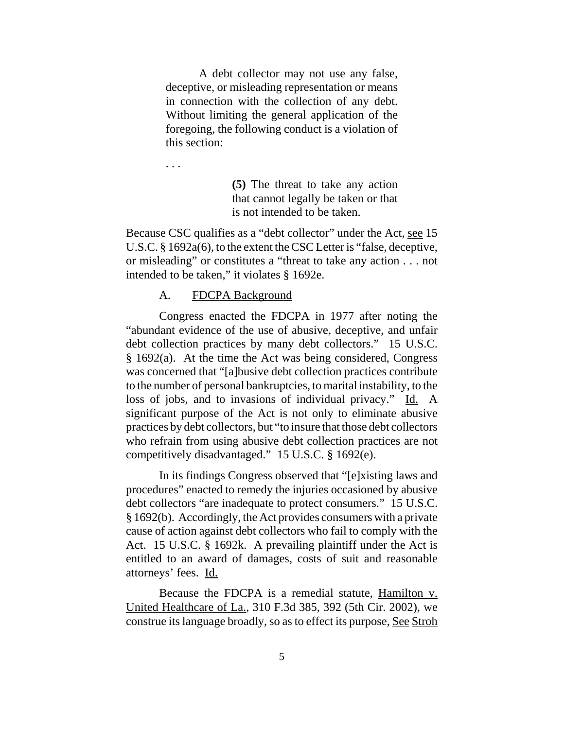> A debt collector may not use any false, deceptive, or misleading representation or means in connection with the collection of any debt. Without limiting the general application of the foregoing, the following conduct is a violation of this section:
>
> . . .
>
> > **(5)** The threat to take any action that cannot legally be taken or that is not intended to be taken.

Because CSC qualifies as a "debt collector" under the Act, see 15 U.S.C. § 1692a(6), to the extent the CSC Letter is "false, deceptive, or misleading" or constitutes a "threat to take any action . . . not intended to be taken," it violates § 1692e.

### A. FDCPA Background

Congress enacted the FDCPA in 1977 after noting the "abundant evidence of the use of abusive, deceptive, and unfair debt collection practices by many debt collectors." 15 U.S.C. § 1692(a). At the time the Act was being considered, Congress was concerned that "[a]busive debt collection practices contribute to the number of personal bankruptcies, to marital instability, to the loss of jobs, and to invasions of individual privacy." Id. A significant purpose of the Act is not only to eliminate abusive practices by debt collectors, but "to insure that those debt collectors who refrain from using abusive debt collection practices are not competitively disadvantaged." 15 U.S.C. § 1692(e).

In its findings Congress observed that "[e]xisting laws and procedures" enacted to remedy the injuries occasioned by abusive debt collectors "are inadequate to protect consumers." 15 U.S.C. § 1692(b). Accordingly, the Act provides consumers with a private cause of action against debt collectors who fail to comply with the Act. 15 U.S.C. § 1692k. A prevailing plaintiff under the Act is entitled to an award of damages, costs of suit and reasonable attorneys' fees. Id.

Because the FDCPA is a remedial statute, Hamilton v. United Healthcare of La., 310 F.3d 385, 392 (5th Cir. 2002), we construe its language broadly, so as to effect its purpose, See Stroh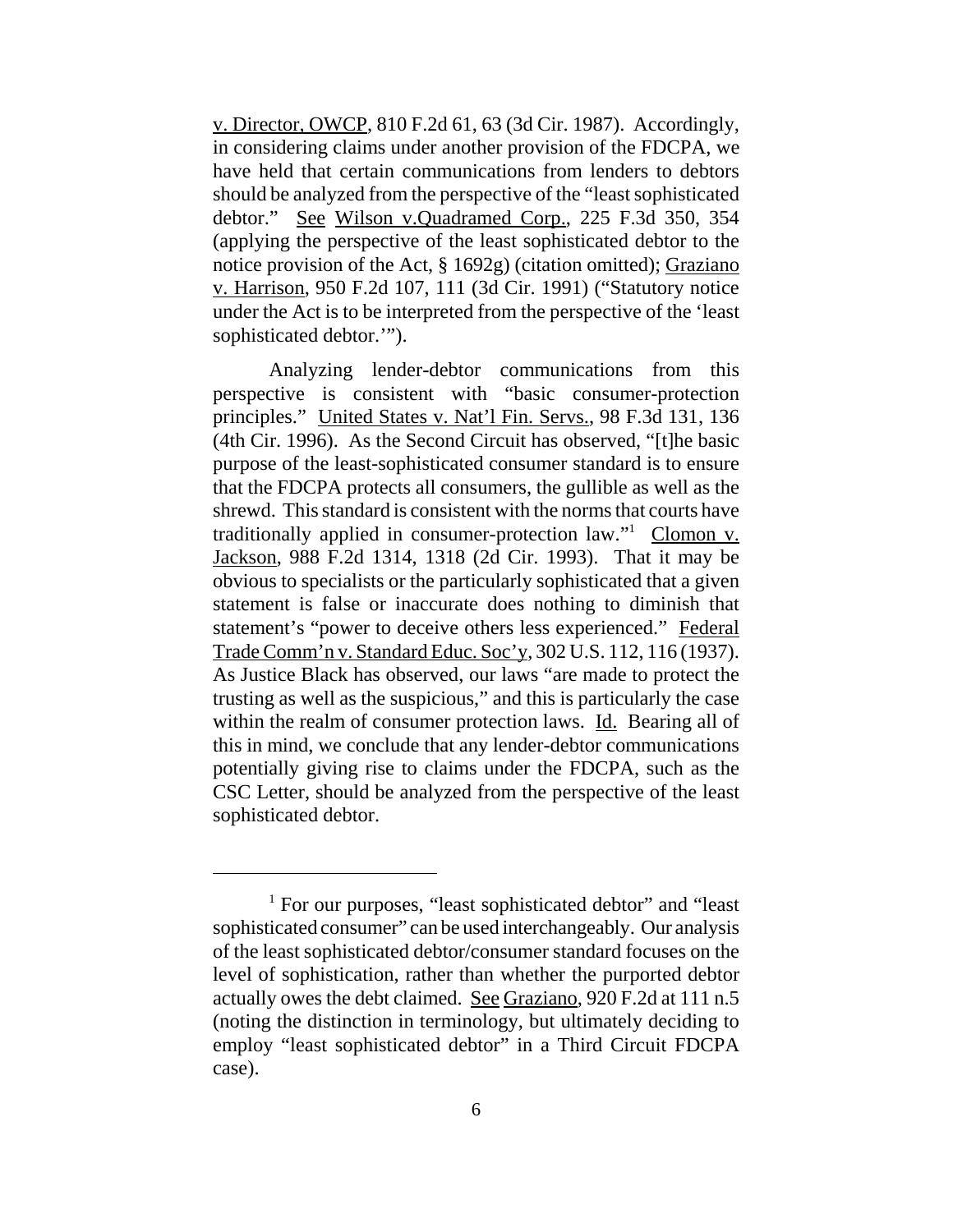v. Director, OWCP, 810 F.2d 61, 63 (3d Cir. 1987). Accordingly, in considering claims under another provision of the FDCPA, we have held that certain communications from lenders to debtors should be analyzed from the perspective of the "least sophisticated debtor." See Wilson v.Quadramed Corp., 225 F.3d 350, 354 (applying the perspective of the least sophisticated debtor to the notice provision of the Act, § 1692g) (citation omitted); Graziano v. Harrison, 950 F.2d 107, 111 (3d Cir. 1991) ("Statutory notice under the Act is to be interpreted from the perspective of the 'least sophisticated debtor.'").

Analyzing lender-debtor communications from this perspective is consistent with "basic consumer-protection principles." United States v. Nat'l Fin. Servs., 98 F.3d 131, 136 (4th Cir. 1996). As the Second Circuit has observed, "[t]he basic purpose of the least-sophisticated consumer standard is to ensure that the FDCPA protects all consumers, the gullible as well as the shrewd. This standard is consistent with the norms that courts have traditionally applied in consumer-protection law."[1] Clomon v. Jackson, 988 F.2d 1314, 1318 (2d Cir. 1993). That it may be obvious to specialists or the particularly sophisticated that a given statement is false or inaccurate does nothing to diminish that statement's "power to deceive others less experienced." Federal Trade Comm'n v. Standard Educ. Soc'y, 302 U.S. 112, 116 (1937). As Justice Black has observed, our laws "are made to protect the trusting as well as the suspicious," and this is particularly the case within the realm of consumer protection laws. Id. Bearing all of this in mind, we conclude that any lender-debtor communications potentially giving rise to claims under the FDCPA, such as the CSC Letter, should be analyzed from the perspective of the least sophisticated debtor.

---

[1] For our purposes, "least sophisticated debtor" and "least sophisticated consumer" can be used interchangeably. Our analysis of the least sophisticated debtor/consumer standard focuses on the level of sophistication, rather than whether the purported debtor actually owes the debt claimed. See Graziano, 920 F.2d at 111 n.5 (noting the distinction in terminology, but ultimately deciding to employ "least sophisticated debtor" in a Third Circuit FDCPA case).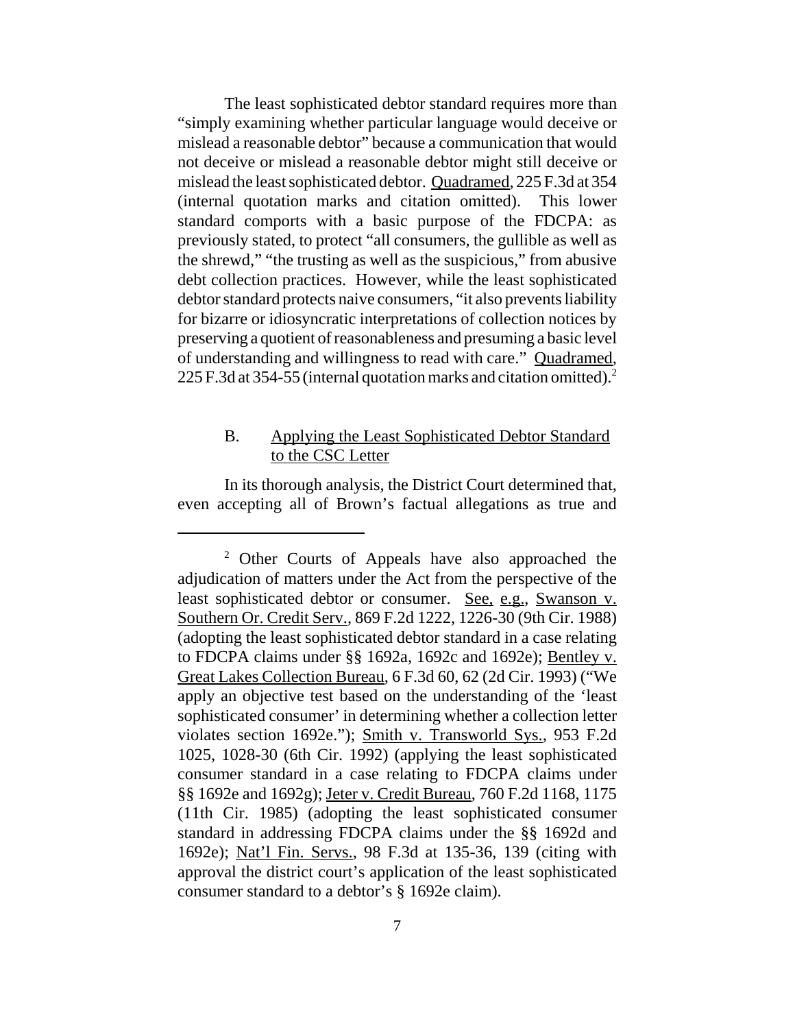The least sophisticated debtor standard requires more than "simply examining whether particular language would deceive or mislead a reasonable debtor" because a communication that would not deceive or mislead a reasonable debtor might still deceive or mislead the least sophisticated debtor. Quadramed, 225 F.3d at 354 (internal quotation marks and citation omitted). This lower standard comports with a basic purpose of the FDCPA: as previously stated, to protect "all consumers, the gullible as well as the shrewd," "the trusting as well as the suspicious," from abusive debt collection practices. However, while the least sophisticated debtor standard protects naive consumers, "it also prevents liability for bizarre or idiosyncratic interpretations of collection notices by preserving a quotient of reasonableness and presuming a basic level of understanding and willingness to read with care." Quadramed, 225 F.3d at 354-55 (internal quotation marks and citation omitted).[2]

### B. Applying the Least Sophisticated Debtor Standard to the CSC Letter

In its thorough analysis, the District Court determined that, even accepting all of Brown's factual allegations as true and

---

[2] Other Courts of Appeals have also approached the adjudication of matters under the Act from the perspective of the least sophisticated debtor or consumer. See, e.g., Swanson v. Southern Or. Credit Serv., 869 F.2d 1222, 1226-30 (9th Cir. 1988) (adopting the least sophisticated debtor standard in a case relating to FDCPA claims under §§ 1692a, 1692c and 1692e); Bentley v. Great Lakes Collection Bureau, 6 F.3d 60, 62 (2d Cir. 1993) ("We apply an objective test based on the understanding of the 'least sophisticated consumer' in determining whether a collection letter violates section 1692e."); Smith v. Transworld Sys., 953 F.2d 1025, 1028-30 (6th Cir. 1992) (applying the least sophisticated consumer standard in a case relating to FDCPA claims under §§ 1692e and 1692g); Jeter v. Credit Bureau, 760 F.2d 1168, 1175 (11th Cir. 1985) (adopting the least sophisticated consumer standard in addressing FDCPA claims under the §§ 1692d and 1692e); Nat'l Fin. Servs., 98 F.3d at 135-36, 139 (citing with approval the district court's application of the least sophisticated consumer standard to a debtor's § 1692e claim).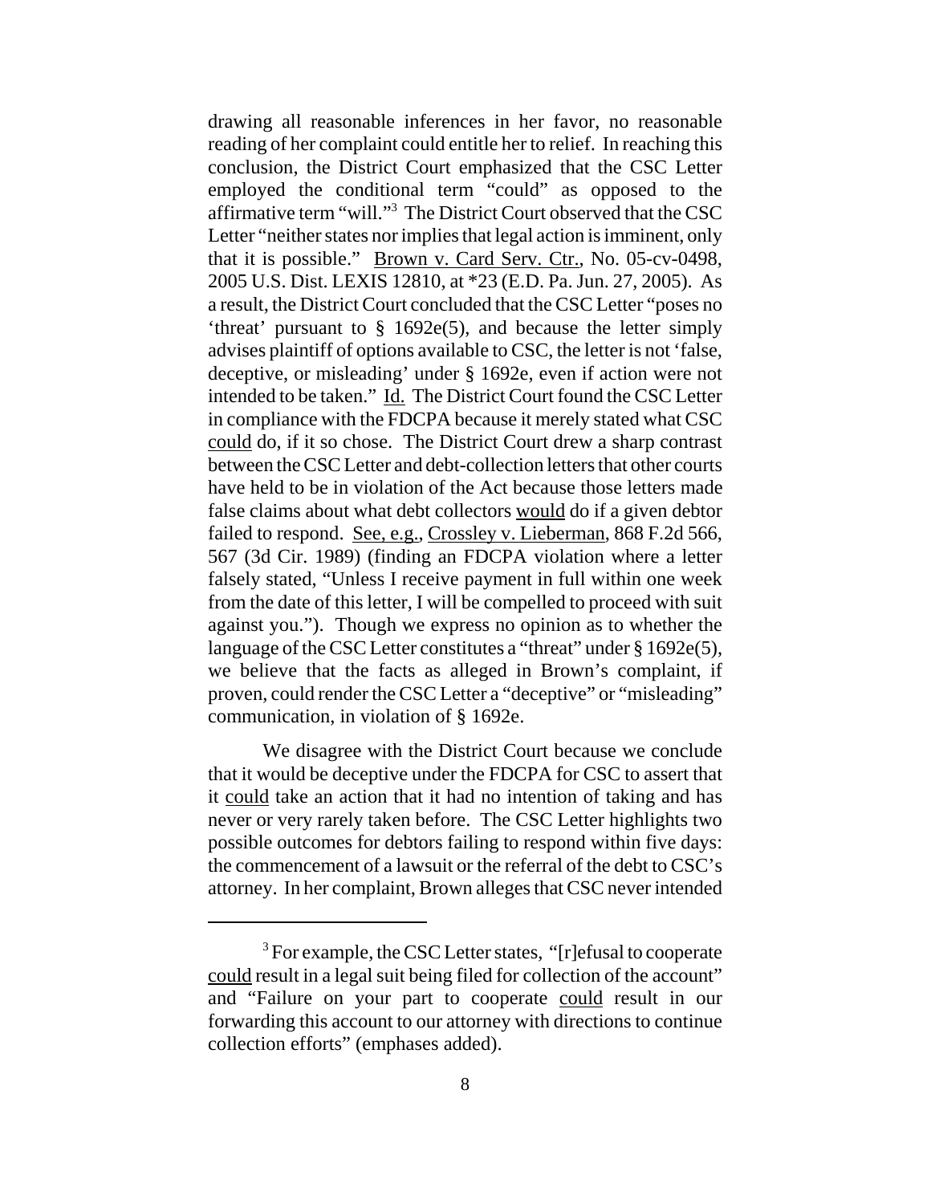drawing all reasonable inferences in her favor, no reasonable reading of her complaint could entitle her to relief. In reaching this conclusion, the District Court emphasized that the CSC Letter employed the conditional term "could" as opposed to the affirmative term "will."[3] The District Court observed that the CSC Letter "neither states nor implies that legal action is imminent, only that it is possible." Brown v. Card Serv. Ctr., No. 05-cv-0498, 2005 U.S. Dist. LEXIS 12810, at *23 (E.D. Pa. Jun. 27, 2005). As a result, the District Court concluded that the CSC Letter "poses no 'threat' pursuant to § 1692e(5), and because the letter simply advises plaintiff of options available to CSC, the letter is not 'false, deceptive, or misleading' under § 1692e, even if action were not intended to be taken." Id. The District Court found the CSC Letter in compliance with the FDCPA because it merely stated what CSC could do, if it so chose. The District Court drew a sharp contrast between the CSC Letter and debt-collection letters that other courts have held to be in violation of the Act because those letters made false claims about what debt collectors would do if a given debtor failed to respond. See, e.g., Crossley v. Lieberman, 868 F.2d 566, 567 (3d Cir. 1989) (finding an FDCPA violation where a letter falsely stated, "Unless I receive payment in full within one week from the date of this letter, I will be compelled to proceed with suit against you."). Though we express no opinion as to whether the language of the CSC Letter constitutes a "threat" under § 1692e(5), we believe that the facts as alleged in Brown's complaint, if proven, could render the CSC Letter a "deceptive" or "misleading" communication, in violation of § 1692e.

We disagree with the District Court because we conclude that it would be deceptive under the FDCPA for CSC to assert that it could take an action that it had no intention of taking and has never or very rarely taken before. The CSC Letter highlights two possible outcomes for debtors failing to respond within five days: the commencement of a lawsuit or the referral of the debt to CSC's attorney. In her complaint, Brown alleges that CSC never intended

---

[3] For example, the CSC Letter states, "[r]efusal to cooperate could result in a legal suit being filed for collection of the account" and "Failure on your part to cooperate could result in our forwarding this account to our attorney with directions to continue collection efforts" (emphases added).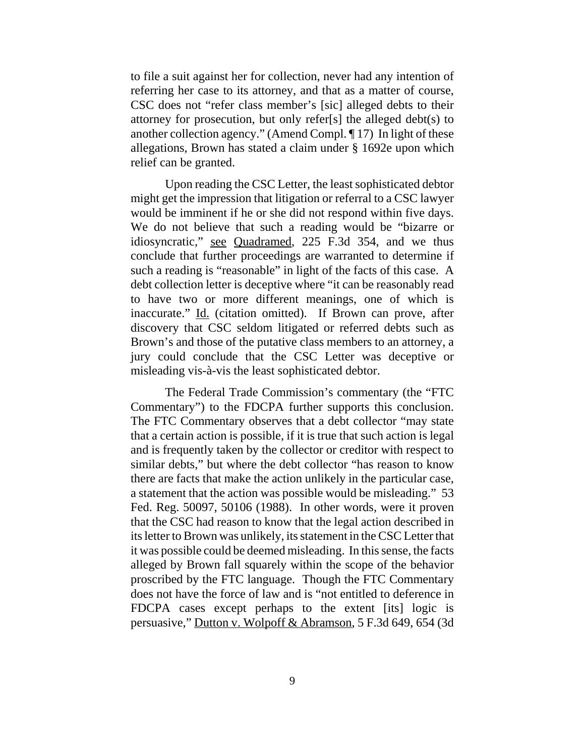to file a suit against her for collection, never had any intention of referring her case to its attorney, and that as a matter of course, CSC does not "refer class member's [sic] alleged debts to their attorney for prosecution, but only refer[s] the alleged debt(s) to another collection agency." (Amend Compl. ¶ 17) In light of these allegations, Brown has stated a claim under § 1692e upon which relief can be granted.

Upon reading the CSC Letter, the least sophisticated debtor might get the impression that litigation or referral to a CSC lawyer would be imminent if he or she did not respond within five days. We do not believe that such a reading would be "bizarre or idiosyncratic," see Quadramed, 225 F.3d 354, and we thus conclude that further proceedings are warranted to determine if such a reading is "reasonable" in light of the facts of this case. A debt collection letter is deceptive where "it can be reasonably read to have two or more different meanings, one of which is inaccurate." Id. (citation omitted). If Brown can prove, after discovery that CSC seldom litigated or referred debts such as Brown's and those of the putative class members to an attorney, a jury could conclude that the CSC Letter was deceptive or misleading vis-à-vis the least sophisticated debtor.

The Federal Trade Commission's commentary (the "FTC Commentary") to the FDCPA further supports this conclusion. The FTC Commentary observes that a debt collector "may state that a certain action is possible, if it is true that such action is legal and is frequently taken by the collector or creditor with respect to similar debts," but where the debt collector "has reason to know there are facts that make the action unlikely in the particular case, a statement that the action was possible would be misleading." 53 Fed. Reg. 50097, 50106 (1988). In other words, were it proven that the CSC had reason to know that the legal action described in its letter to Brown was unlikely, its statement in the CSC Letter that it was possible could be deemed misleading. In this sense, the facts alleged by Brown fall squarely within the scope of the behavior proscribed by the FTC language. Though the FTC Commentary does not have the force of law and is "not entitled to deference in FDCPA cases except perhaps to the extent [its] logic is persuasive," Dutton v. Wolpoff & Abramson, 5 F.3d 649, 654 (3d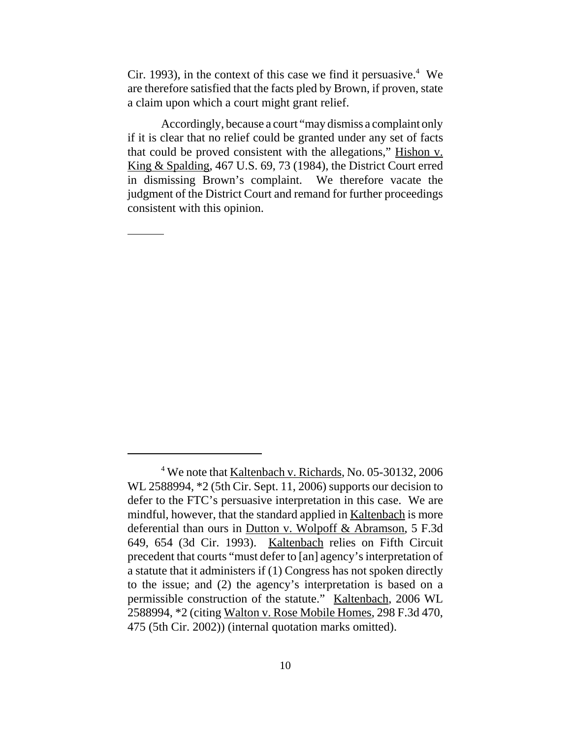Cir. 1993), in the context of this case we find it persuasive.[4] We are therefore satisfied that the facts pled by Brown, if proven, state a claim upon which a court might grant relief.

Accordingly, because a court "may dismiss a complaint only if it is clear that no relief could be granted under any set of facts that could be proved consistent with the allegations," Hishon v. King & Spalding, 467 U.S. 69, 73 (1984), the District Court erred in dismissing Brown's complaint. We therefore vacate the judgment of the District Court and remand for further proceedings consistent with this opinion.

---

[4] We note that Kaltenbach v. Richards, No. 05-30132, 2006 WL 2588994, *2 (5th Cir. Sept. 11, 2006) supports our decision to defer to the FTC's persuasive interpretation in this case. We are mindful, however, that the standard applied in Kaltenbach is more deferential than ours in Dutton v. Wolpoff & Abramson, 5 F.3d 649, 654 (3d Cir. 1993). Kaltenbach relies on Fifth Circuit precedent that courts "must defer to [an] agency's interpretation of a statute that it administers if (1) Congress has not spoken directly to the issue; and (2) the agency's interpretation is based on a permissible construction of the statute." Kaltenbach, 2006 WL 2588994, *2 (citing Walton v. Rose Mobile Homes, 298 F.3d 470, 475 (5th Cir. 2002)) (internal quotation marks omitted).